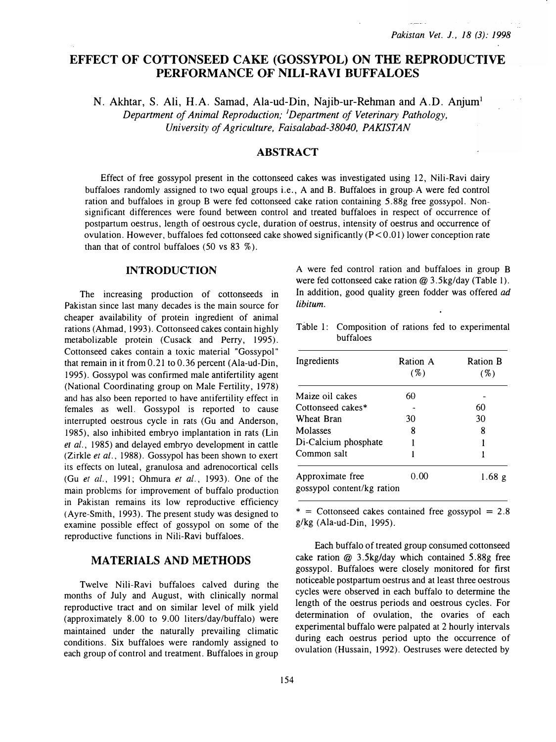# EFFECT OF COTTONSEED CAKE (GOSSYPOL) ON THE REPRODUCTIVE PERFORMANCE OF NILI-RAVI BUFFALOES

N. Akhtar, S. Ali, H.A. Samad, Ala-ud-Din, Najib-ur-Rehman and A.D. Anjum[1]

*Department of Animal Reproduction; [1]Department of Veterinary Pathology, University of Agriculture, Faisalabad-38040, PAKISTAN*

## ABSTRACT

Effect of free gossypol present in the cottonseed cakes was investigated using 12, Nili-Ravi dairy buffaloes randomly assigned to two equal groups i.e., A and B. Buffaloes in group A were fed control ration and buffaloes in group B were fed cottonseed cake ration containing 5.88g free gossypol. Non-significant differences were found between control and treated buffaloes in respect of occurrence of postpartum oestrus, length of oestrous cycle, duration of oestrus, intensity of oestrus and occurrence of ovulation. However, buffaloes fed cottonseed cake showed significantly ($P<0.01$) lower conception rate than that of control buffaloes (50 vs 83 %).

## INTRODUCTION

The increasing production of cottonseeds in Pakistan since last many decades is the main source for cheaper availability of protein ingredient of animal rations (Ahmad, 1993). Cottonseed cakes contain highly metabolizable protein (Cusack and Perry, 1995). Cottonseed cakes contain a toxic material "Gossypol" that remain in it from 0.21 to 0.36 percent (Ala-ud-Din, 1995). Gossypol was confirmed male antifertility agent (National Coordinating group on Male Fertility, 1978) and has also been reported to have antifertility effect in females as well. Gossypol is reported to cause interrupted oestrous cycle in rats (Gu and Anderson, 1985), also inhibited embryo implantation in rats (Lin *et al.*, 1985) and delayed embryo development in cattle (Zirkle *et al.*, 1988). Gossypol has been shown to exert its effects on luteal, granulosa and adrenocortical cells (Gu *et al.*, 1991; Ohmura *et al.*, 1993). One of the main problems for improvement of buffalo production in Pakistan remains its low reproductive efficiency (Ayre-Smith, 1993). The present study was designed to examine possible effect of gossypol on some of the reproductive functions in Nili-Ravi buffaloes.

## MATERIALS AND METHODS

Twelve Nili-Ravi buffaloes calved during the months of July and August, with clinically normal reproductive tract and on similar level of milk yield (approximately 8.00 to 9.00 liters/day/buffalo) were maintained under the naturally prevailing climatic conditions. Six buffaloes were randomly assigned to each group of control and treatment. Buffaloes in group A were fed control ration and buffaloes in group B were fed cottonseed cake ration @ 3.5kg/day (Table 1). In addition, good quality green fodder was offered *ad libitum*.

Table 1: Composition of rations fed to experimental buffaloes

| Ingredients | Ration A (%) | Ration B (%) |
|---|---|---|
| Maize oil cakes | 60 | - |
| Cottonseed cakes* | - | 60 |
| Wheat Bran | 30 | 30 |
| Molasses | 8 | 8 |
| Di-Calcium phosphate | 1 | 1 |
| Common salt | 1 | 1 |
| Approximate free gossypol content/kg ration | 0.00 | 1.68 g |

* = Cottonseed cakes contained free gossypol = 2.8 g/kg (Ala-ud-Din, 1995).

Each buffalo of treated group consumed cottonseed cake ration @ 3.5kg/day which contained 5.88g free gossypol. Buffaloes were closely monitored for first noticeable postpartum oestrus and at least three oestrous cycles were observed in each buffalo to determine the length of the oestrus periods and oestrous cycles. For determination of ovulation, the ovaries of each experimental buffalo were palpated at 2 hourly intervals during each oestrus period upto the occurrence of ovulation (Hussain, 1992). Oestruses were detected by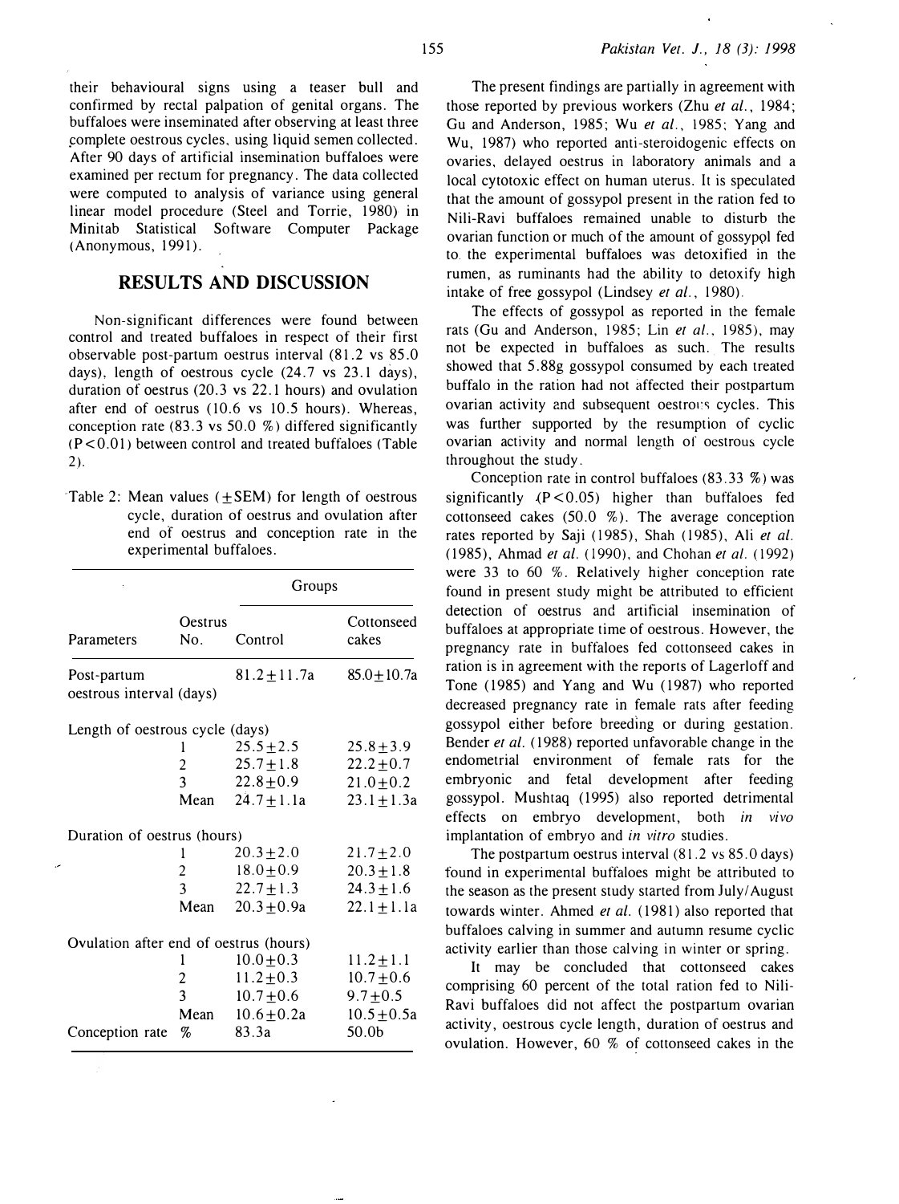their behavioural signs using a teaser bull and confirmed by rectal palpation of genital organs. The buffaloes were inseminated after observing at least three complete oestrous cycles, using liquid semen collected. After 90 days of artificial insemination buffaloes were examined per rectum for pregnancy. The data collected were computed to analysis of variance using general linear model procedure (Steel and Torrie, 1980) in Minitab Statistical Software Computer Package (Anonymous, 1991).

## RESULTS AND DISCUSSION

Non-significant differences were found between control and treated buffaloes in respect of their first observable post-partum oestrus interval (81.2 vs 85.0 days), length of oestrous cycle (24.7 vs 23.1 days), duration of oestrus (20.3 vs 22.1 hours) and ovulation after end of oestrus (10.6 vs 10.5 hours). Whereas, conception rate (83.3 vs 50.0 %) differed significantly ($P<0.01$) between control and treated buffaloes (Table 2).

Table 2: Mean values ($\pm$SEM) for length of oestrous cycle, duration of oestrus and ovulation after end of oestrus and conception rate in the experimental buffaloes.

| Parameters | Oestrus No. | Groups | |
|---|---|---|---|
| | | Control | Cottonseed cakes |
| Post-partum oestrous interval (days) | | 81.2±11.7a | 85.0±10.7a |
| Length of oestrous cycle (days) | | | |
| | 1 | 25.5±2.5 | 25.8±3.9 |
| | 2 | 25.7±1.8 | 22.2±0.7 |
| | 3 | 22.8±0.9 | 21.0±0.2 |
| | Mean | 24.7±1.1a | 23.1±1.3a |
| Duration of oestrus (hours) | | | |
| | 1 | 20.3±2.0 | 21.7±2.0 |
| | 2 | 18.0±0.9 | 20.3±1.8 |
| | 3 | 22.7±1.3 | 24.3±1.6 |
| | Mean | 20.3±0.9a | 22.1±1.1a |
| Ovulation after end of oestrus (hours) | | | |
| | 1 | 10.0±0.3 | 11.2±1.1 |
| | 2 | 11.2±0.3 | 10.7±0.6 |
| | 3 | 10.7±0.6 | 9.7±0.5 |
| | Mean | 10.6±0.2a | 10.5±0.5a |
| Conception rate | % | 83.3a | 50.0b |

The present findings are partially in agreement with those reported by previous workers (Zhu *et al.*, 1984; Gu and Anderson, 1985; Wu *et al.*, 1985; Yang and Wu, 1987) who reported anti-steroidogenic effects on ovaries, delayed oestrus in laboratory animals and a local cytotoxic effect on human uterus. It is speculated that the amount of gossypol present in the ration fed to Nili-Ravi buffaloes remained unable to disturb the ovarian function or much of the amount of gossypol fed to the experimental buffaloes was detoxified in the rumen, as ruminants had the ability to detoxify high intake of free gossypol (Lindsey *et al.*, 1980).

The effects of gossypol as reported in the female rats (Gu and Anderson, 1985; Lin *et al.*, 1985), may not be expected in buffaloes as such. The results showed that 5.88g gossypol consumed by each treated buffalo in the ration had not affected their postpartum ovarian activity and subsequent oestrous cycles. This was further supported by the resumption of cyclic ovarian activity and normal length of oestrous cycle throughout the study.

Conception rate in control buffaloes (83.33 %) was significantly ($P<0.05$) higher than buffaloes fed cottonseed cakes (50.0 %). The average conception rates reported by Saji (1985), Shah (1985), Ali *et al.* (1985), Ahmad *et al.* (1990), and Chohan *et al.* (1992) were 33 to 60 %. Relatively higher conception rate found in present study might be attributed to efficient detection of oestrus and artificial insemination of buffaloes at appropriate time of oestrous. However, the pregnancy rate in buffaloes fed cottonseed cakes in ration is in agreement with the reports of Lagerloff and Tone (1985) and Yang and Wu (1987) who reported decreased pregnancy rate in female rats after feeding gossypol either before breeding or during gestation. Bender *et al.* (1988) reported unfavorable change in the endometrial environment of female rats for the embryonic and fetal development after feeding gossypol. Mushtaq (1995) also reported detrimental effects on embryo development, both *in vivo* implantation of embryo and *in vitro* studies.

The postpartum oestrus interval (81.2 vs 85.0 days) found in experimental buffaloes might be attributed to the season as the present study started from July/August towards winter. Ahmed *et al.* (1981) also reported that buffaloes calving in summer and autumn resume cyclic activity earlier than those calving in winter or spring.

It may be concluded that cottonseed cakes comprising 60 percent of the total ration fed to Nili-Ravi buffaloes did not affect the postpartum ovarian activity, oestrous cycle length, duration of oestrus and ovulation. However, 60 % of cottonseed cakes in the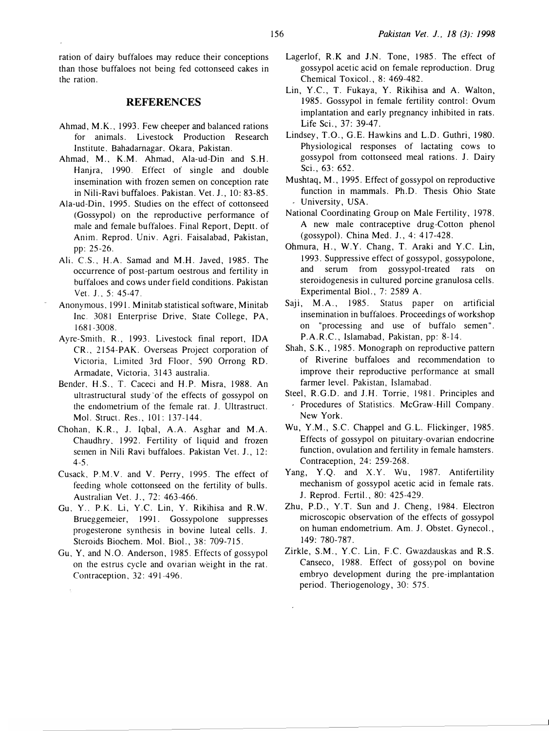ration of dairy buffaloes may reduce their conceptions than those buffaloes not being fed cottonseed cakes in the ration.

## REFERENCES

Ahmad, M.K., 1993. Few cheeper and balanced rations for animals. Livestock Production Research Institute. Bahadarnagar. Okara, Pakistan.

Ahmad, M., K.M. Ahmad, Ala-ud-Din and S.H. Hanjra, 1990. Effect of single and double insemination with frozen semen on conception rate in Nili-Ravi buffaloes. Pakistan. Vet. J., 10: 83-85.

Ala-ud-Din, 1995. Studies on the effect of cottonseed (Gossypol) on the reproductive performance of male and female buffaloes. Final Report, Deptt. of Anim. Reprod. Univ. Agri. Faisalabad, Pakistan, pp: 25-26.

Ali, C.S., H.A. Samad and M.H. Javed, 1985. The occurrence of post-partum oestrous and fertility in buffaloes and cows under field conditions. Pakistan Vet. J., 5: 45-47.

Anonymous, 1991. Minitab statistical software, Minitab Inc. 3081 Enterprise Drive, State College, PA, 1681-3008.

Ayre-Smith, R., 1993. Livestock final report, IDA CR., 2154-PAK. Overseas Project corporation of Victoria, Limited 3rd Floor, 590 Orrong RD. Armadate, Victoria, 3143 australia.

Bender, H.S., T. Caceci and H.P. Misra, 1988. An ultrastructural study of the effects of gossypol on the endometrium of the female rat. J. Ultrastruct. Mol. Struct. Res., 101: 137-144.

Chohan, K.R., J. Iqbal, A.A. Asghar and M.A. Chaudhry, 1992. Fertility of liquid and frozen semen in Nili Ravi buffaloes. Pakistan Vet. J., 12: 4-5.

Cusack, P.M.V. and V. Perry, 1995. The effect of feeding whole cottonseed on the fertility of bulls. Australian Vet. J., 72: 463-466.

Gu, Y., P.K. Li, Y.C. Lin, Y. Rikihisa and R.W. Brueggemeier, 1991. Gossypolone suppresses progesterone synthesis in bovine luteal cells. J. Steroids Biochem. Mol. Biol., 38: 709-715.

Gu, Y. and N.O. Anderson, 1985. Effects of gossypol on the estrus cycle and ovarian weight in the rat. Contraception, 32: 491-496.

Lagerlof, R.K and J.N. Tone, 1985. The effect of gossypol acetic acid on female reproduction. Drug Chemical Toxicol., 8: 469-482.

Lin, Y.C., T. Fukaya, Y. Rikihisa and A. Walton, 1985. Gossypol in female fertility control: Ovum implantation and early pregnancy inhibited in rats. Life Sci., 37: 39-47.

Lindsey, T.O., G.E. Hawkins and L.D. Guthri, 1980. Physiological responses of lactating cows to gossypol from cottonseed meal rations. J. Dairy Sci., 63: 652.

Mushtaq, M., 1995. Effect of gossypol on reproductive function in mammals. Ph.D. Thesis Ohio State University, USA.

National Coordinating Group on Male Fertility, 1978. A new male contraceptive drug-Cotton phenol (gossypol). China Med. J., 4: 417-428.

Ohmura, H., W.Y. Chang, T. Araki and Y.C. Lin, 1993. Suppressive effect of gossypol, gossypolone, and serum from gossypol-treated rats on steroidogenesis in cultured porcine granulosa cells. Experimental Biol., 7: 2589 A.

Saji, M.A., 1985. Status paper on artificial insemination in buffaloes. Proceedings of workshop on "processing and use of buffalo semen". P.A.R.C., Islamabad, Pakistan, pp: 8-14.

Shah, S.K., 1985. Monograph on reproductive pattern of Riverine buffaloes and recommendation to improve their reproductive performance at small farmer level. Pakistan, Islamabad.

Steel, R.G.D. and J.H. Torrie, 1981. Principles and Procedures of Statistics. McGraw-Hill Company. New York.

Wu, Y.M., S.C. Chappel and G.L. Flickinger, 1985. Effects of gossypol on pituitary-ovarian endocrine function, ovulation and fertility in female hamsters. Contraception, 24: 259-268.

Yang, Y.Q. and X.Y. Wu, 1987. Antifertility mechanism of gossypol acetic acid in female rats. J. Reprod. Fertil., 80: 425-429.

Zhu, P.D., Y.T. Sun and J. Cheng, 1984. Electron microscopic observation of the effects of gossypol on human endometrium. Am. J. Obstet. Gynecol., 149: 780-787.

Zirkle, S.M., Y.C. Lin, F.C. Gwazdauskas and R.S. Canseco, 1988. Effect of gossypol on bovine embryo development during the pre-implantation period. Theriogenology, 30: 575.